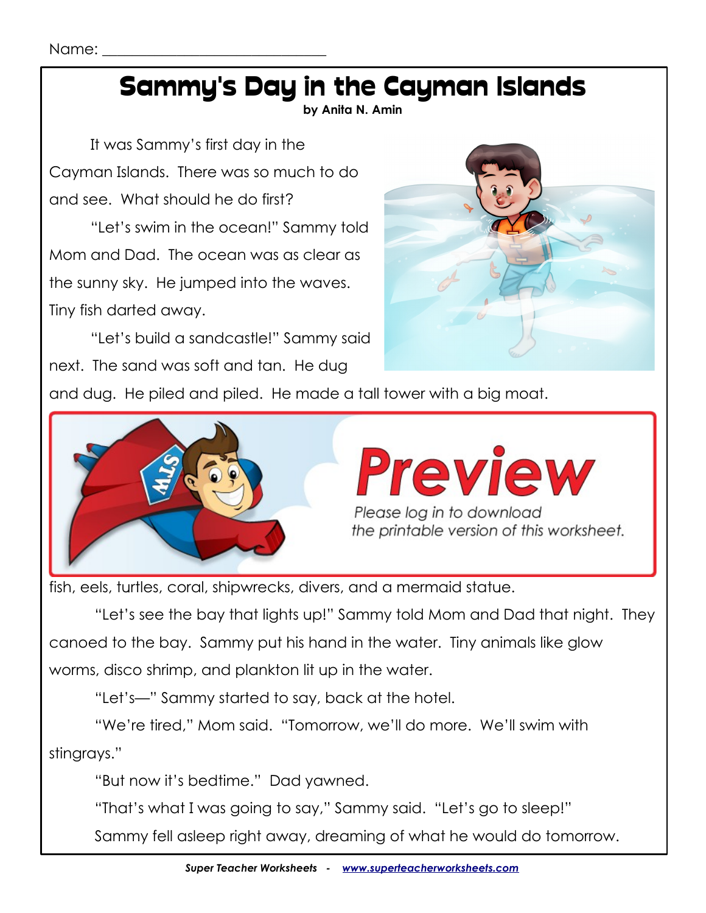Name: ____________________________

# Sammy's Day in the Cayman Islands

**by Anita N. Amin**

It was Sammy's first day in the Cayman Islands. There was so much to do and see. What should he do first?

"Let's swim in the ocean!" Sammy told Mom and Dad. The ocean was as clear as the sunny sky. He jumped into the waves. Tiny fish darted away.

"Let's build a sandcastle!" Sammy said next. The sand was soft and tan. He dug and dug. He piled and piled. He made a tall tower with a big moat.

Preview

Please log in to download the printable version of this worksheet.

fish, eels, turtles, coral, shipwrecks, divers, and a mermaid statue.

"Let's see the bay that lights up!" Sammy told Mom and Dad that night. They canoed to the bay. Sammy put his hand in the water. Tiny animals like glow worms, disco shrimp, and plankton lit up in the water.

"Let's—" Sammy started to say, back at the hotel.

"We're tired," Mom said. "Tomorrow, we'll do more. We'll swim with stingrays."

"But now it's bedtime." Dad yawned.

"That's what I was going to say," Sammy said. "Let's go to sleep!"

Sammy fell asleep right away, dreaming of what he would do tomorrow.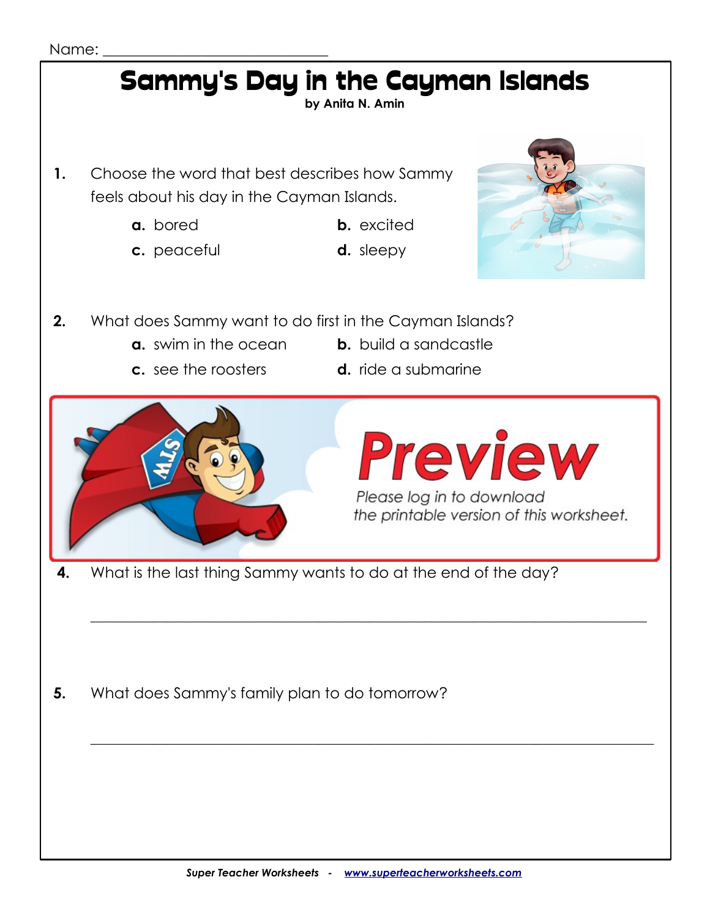Name: ______________________________

# Sammy's Day in the Cayman Islands

**by Anita N. Amin**

**1.** Choose the word that best describes how Sammy feels about his day in the Cayman Islands.

**a.** bored **b.** excited
**c.** peaceful **d.** sleepy

**2.** What does Sammy want to do first in the Cayman Islands?

**a.** swim in the ocean **b.** build a sandcastle
**c.** see the roosters **d.** ride a submarine

**Preview**

*Please log in to download the printable version of this worksheet.*

**4.** What is the last thing Sammy wants to do at the end of the day?

______________________________________________________________________

**5.** What does Sammy's family plan to do tomorrow?

______________________________________________________________________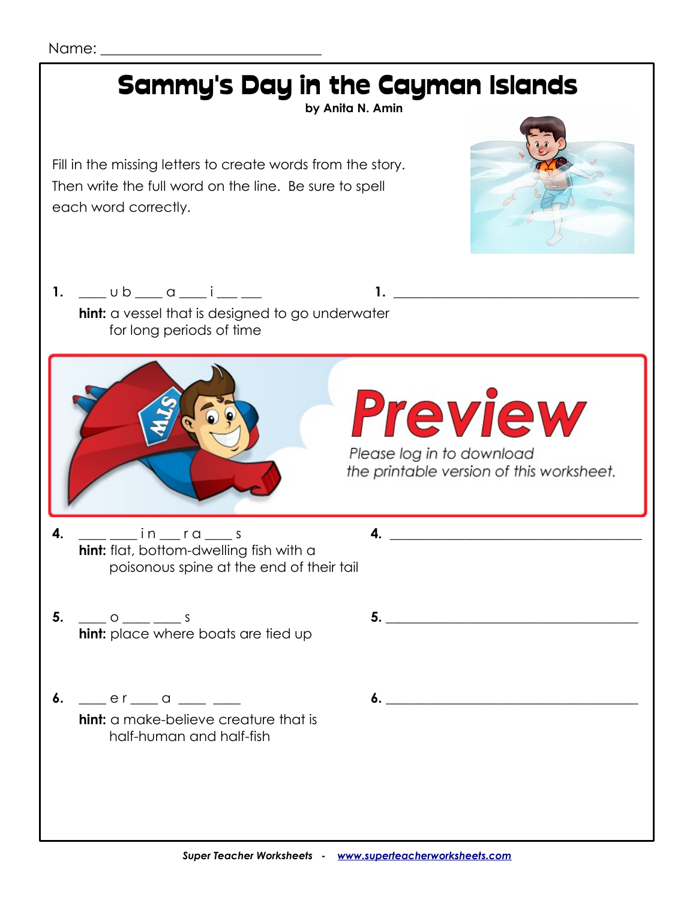Name: ______________________________

# Sammy's Day in the Cayman Islands

**by Anita N. Amin**

Fill in the missing letters to create words from the story. Then write the full word on the line. Be sure to spell each word correctly.

**1.** ____ u b ____ a ____ i ___ ___ **1.** ______________________________

**hint:** a vessel that is designed to go underwater for long periods of time

**Preview**

*Please log in to download the printable version of this worksheet.*

**4.** ____ ____ i n ___ r a ____ s **4.** ______________________________

**hint:** flat, bottom-dwelling fish with a poisonous spine at the end of their tail

**5.** ____ o ____ ____ s **5.** ______________________________

**hint:** place where boats are tied up

**6.** ____ e r ____ a ____ ____ **6.** ______________________________

**hint:** a make-believe creature that is half-human and half-fish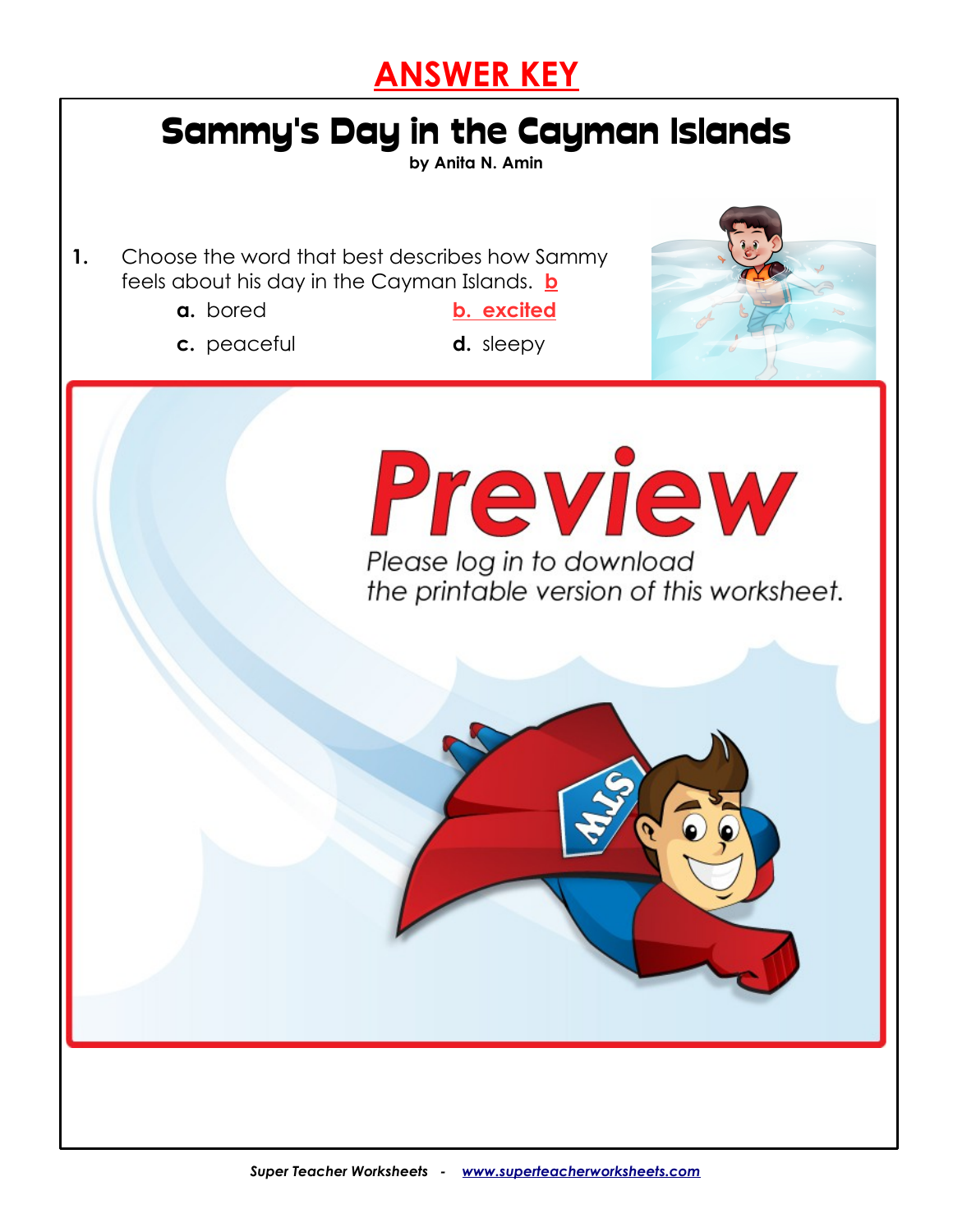# ANSWER KEY

## Sammy's Day in the Cayman Islands

**by Anita N. Amin**

**1.** Choose the word that best describes how Sammy feels about his day in the Cayman Islands. b

**a.** bored

**b. excited**

**c.** peaceful

**d.** sleepy

Preview

Please log in to download the printable version of this worksheet.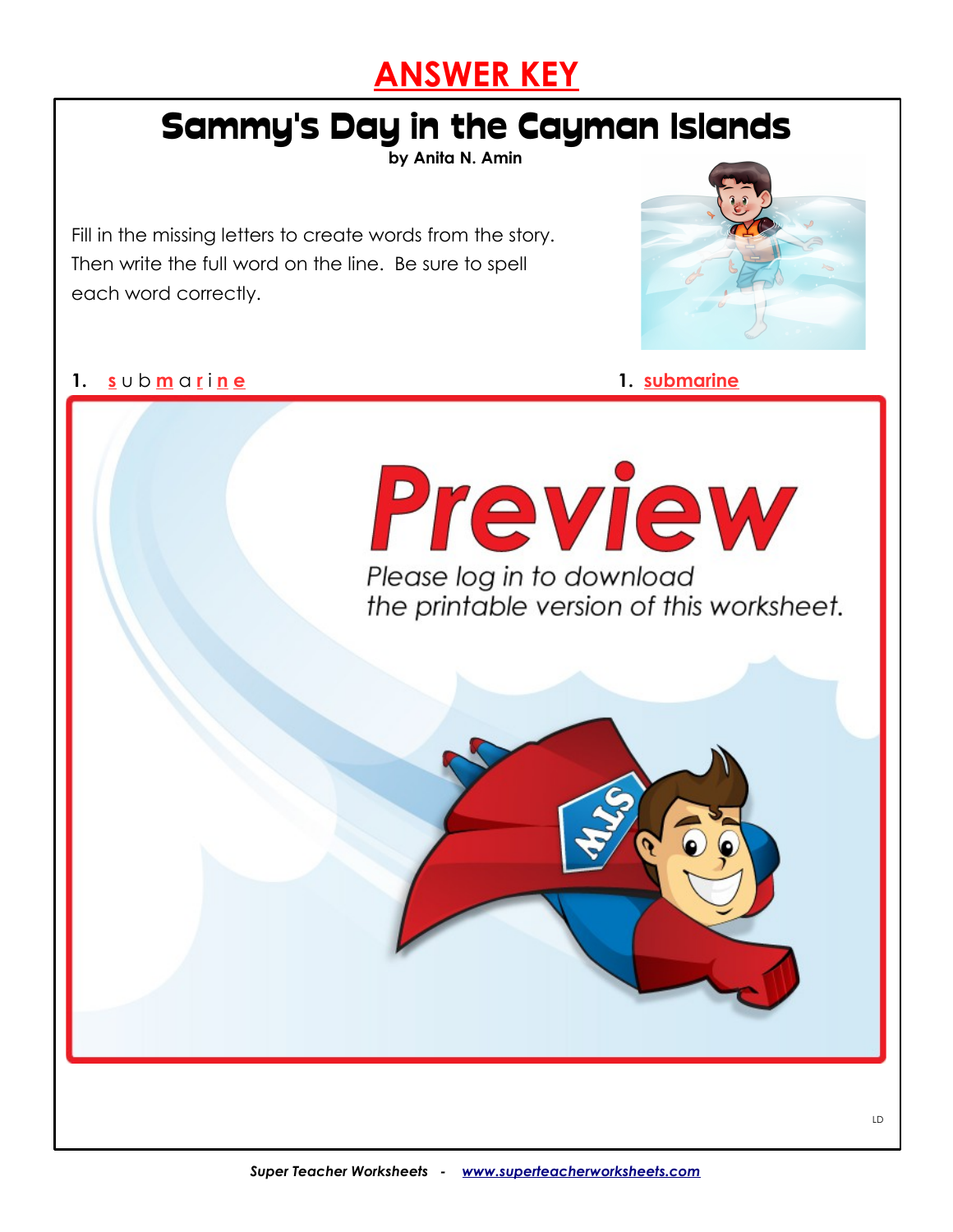# ANSWER KEY

## Sammy's Day in the Cayman Islands

**by Anita N. Amin**

Fill in the missing letters to create words from the story. Then write the full word on the line. Be sure to spell each word correctly.

1. s u b m a r i n e

1. submarine

Preview

Please log in to download the printable version of this worksheet.

LD